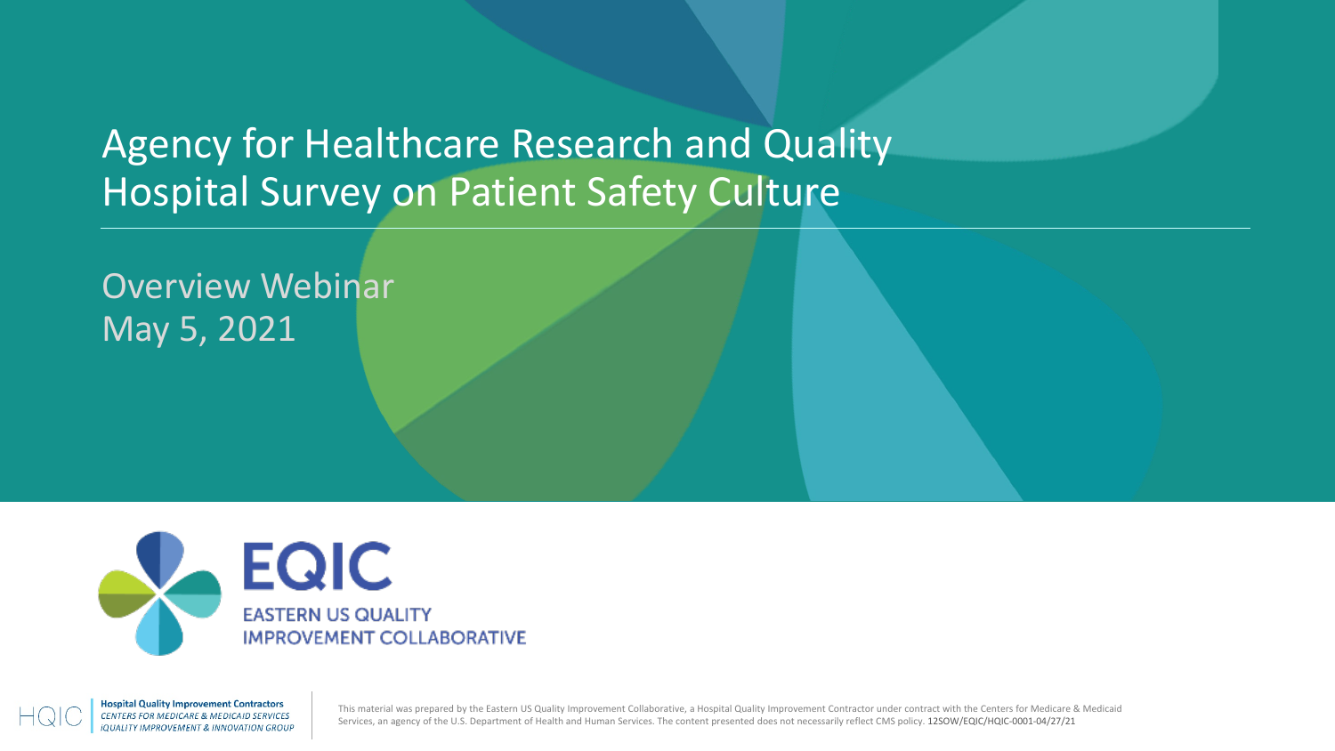# Agency for Healthcare Research and Quality Hospital Survey on Patient Safety Culture

## Overview Webinar
May 5, 2021

**EQIC**
EASTERN US QUALITY IMPROVEMENT COLLABORATIVE

HQIC | **Hospital Quality Improvement Contractors**
*CENTERS FOR MEDICARE & MEDICAID SERVICES*
*IQUALITY IMPROVEMENT & INNOVATION GROUP*

This material was prepared by the Eastern US Quality Improvement Collaborative, a Hospital Quality Improvement Contractor under contract with the Centers for Medicare & Medicaid Services, an agency of the U.S. Department of Health and Human Services. The content presented does not necessarily reflect CMS policy. 12SOW/EQIC/HQIC-0001-04/27/21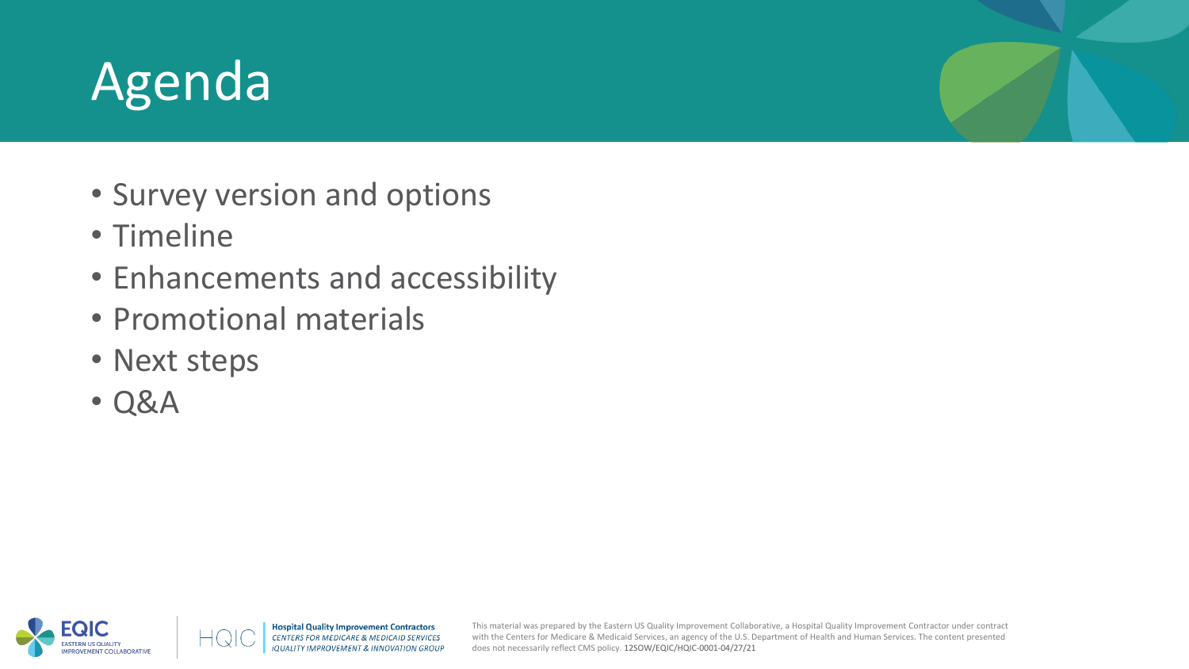# Agenda

- Survey version and options
- Timeline
- Enhancements and accessibility
- Promotional materials
- Next steps
- Q&A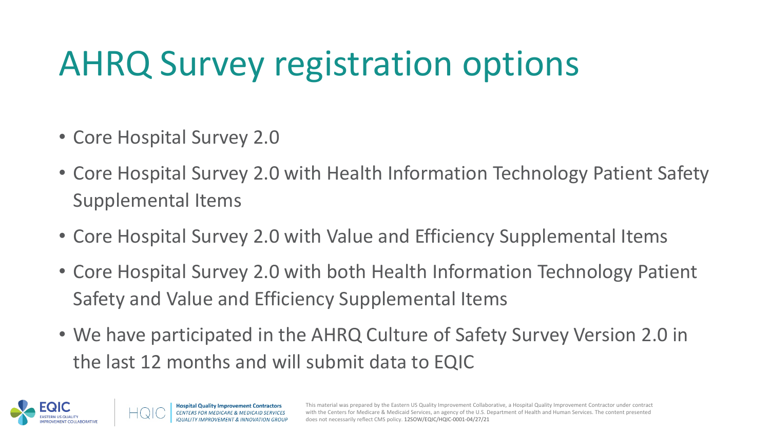# AHRQ Survey registration options

- Core Hospital Survey 2.0
- Core Hospital Survey 2.0 with Health Information Technology Patient Safety Supplemental Items
- Core Hospital Survey 2.0 with Value and Efficiency Supplemental Items
- Core Hospital Survey 2.0 with both Health Information Technology Patient Safety and Value and Efficiency Supplemental Items
- We have participated in the AHRQ Culture of Safety Survey Version 2.0 in the last 12 months and will submit data to EQIC

This material was prepared by the Eastern US Quality Improvement Collaborative, a Hospital Quality Improvement Contractor under contract with the Centers for Medicare & Medicaid Services, an agency of the U.S. Department of Health and Human Services. The content presented does not necessarily reflect CMS policy. 12SOW/EQIC/HQIC-0001-04/27/21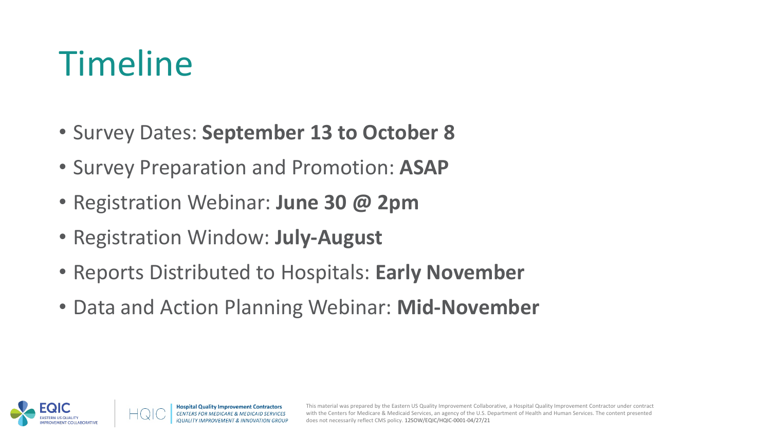# Timeline

- Survey Dates: **September 13 to October 8**
- Survey Preparation and Promotion: **ASAP**
- Registration Webinar: **June 30 @ 2pm**
- Registration Window: **July-August**
- Reports Distributed to Hospitals: **Early November**
- Data and Action Planning Webinar: **Mid-November**

This material was prepared by the Eastern US Quality Improvement Collaborative, a Hospital Quality Improvement Contractor under contract with the Centers for Medicare & Medicaid Services, an agency of the U.S. Department of Health and Human Services. The content presented does not necessarily reflect CMS policy. 12SOW/EQIC/HQIC-0001-04/27/21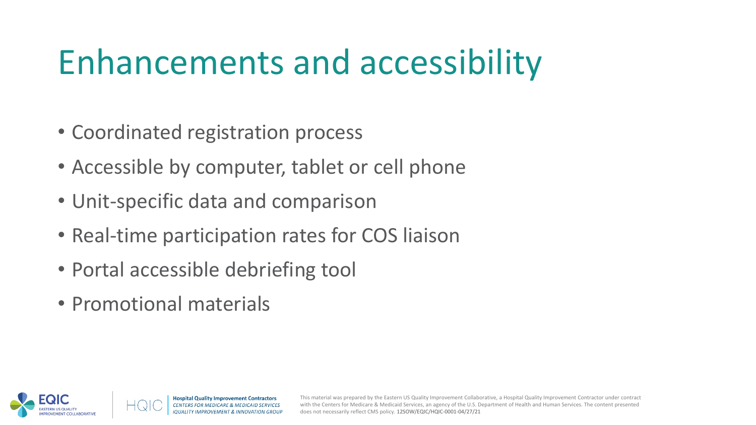# Enhancements and accessibility

- Coordinated registration process
- Accessible by computer, tablet or cell phone
- Unit-specific data and comparison
- Real-time participation rates for COS liaison
- Portal accessible debriefing tool
- Promotional materials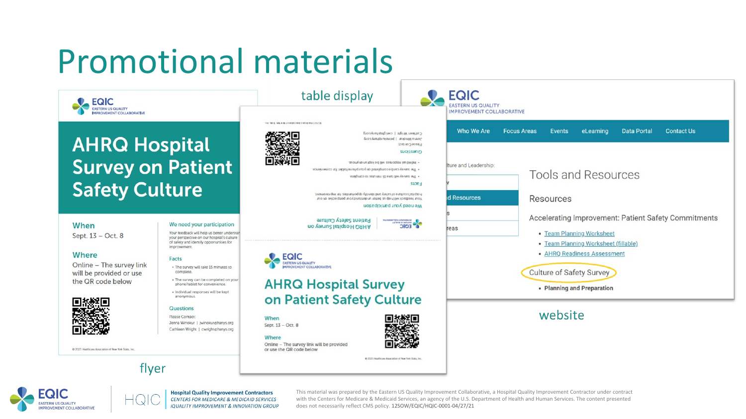# Promotional materials

**flyer**

EQIC
EASTERN US QUALITY
IMPROVEMENT COLLABORATIVE

## AHRQ Hospital Survey on Patient Safety Culture

**When**
Sept. 13 – Oct. 8

**Where**
Online – The survey link will be provided or use the QR code below

**We need your participation**
Your feedback will help us better understand your perspective on our hospital's culture of safety and identify opportunities for improvement.

**Facts**

- The survey will take 15 minutes to complete.
- The survey can be completed on your phone/tablet for convenience.
- Individual responses will be kept anonymous.

**Questions**
Please Contact:
Jenna Winokur | jwinokur@hanys.org
Cathleen Wright | cwright@hanys.org

© 2021 Healthcare Association of New York State, Inc.

**table display**

EQIC
EASTERN US QUALITY
IMPROVEMENT COLLABORATIVE

## AHRQ Hospital Survey on Patient Safety Culture

**When**
Sept. 13 – Oct. 8

**Where**
Online – The survey link will be provided or use the QR code below

© 2021 Healthcare Association of New York State, Inc.

**website**

EQIC
EASTERN US QUALITY
IMPROVEMENT COLLABORATIVE

Who We Are | Focus Areas | Events | eLearning | Data Portal | Contact Us

Tools and Resources

Resources

Accelerating Improvement: Patient Safety Commitments

- Team Planning Worksheet
- Team Planning Worksheet (fillable)
- AHRQ Readiness Assessment

Culture of Safety Survey

- **Planning and Preparation**

EQIC EASTERN US QUALITY IMPROVEMENT COLLABORATIVE | HQIC Hospital Quality Improvement Contractors *CENTERS FOR MEDICARE & MEDICAID SERVICES IQUALITY IMPROVEMENT & INNOVATION GROUP*

This material was prepared by the Eastern US Quality Improvement Collaborative, a Hospital Quality Improvement Contractor under contract with the Centers for Medicare & Medicaid Services, an agency of the U.S. Department of Health and Human Services. The content presented does not necessarily reflect CMS policy. 12SOW/EQIC/HQIC-0001-04/27/21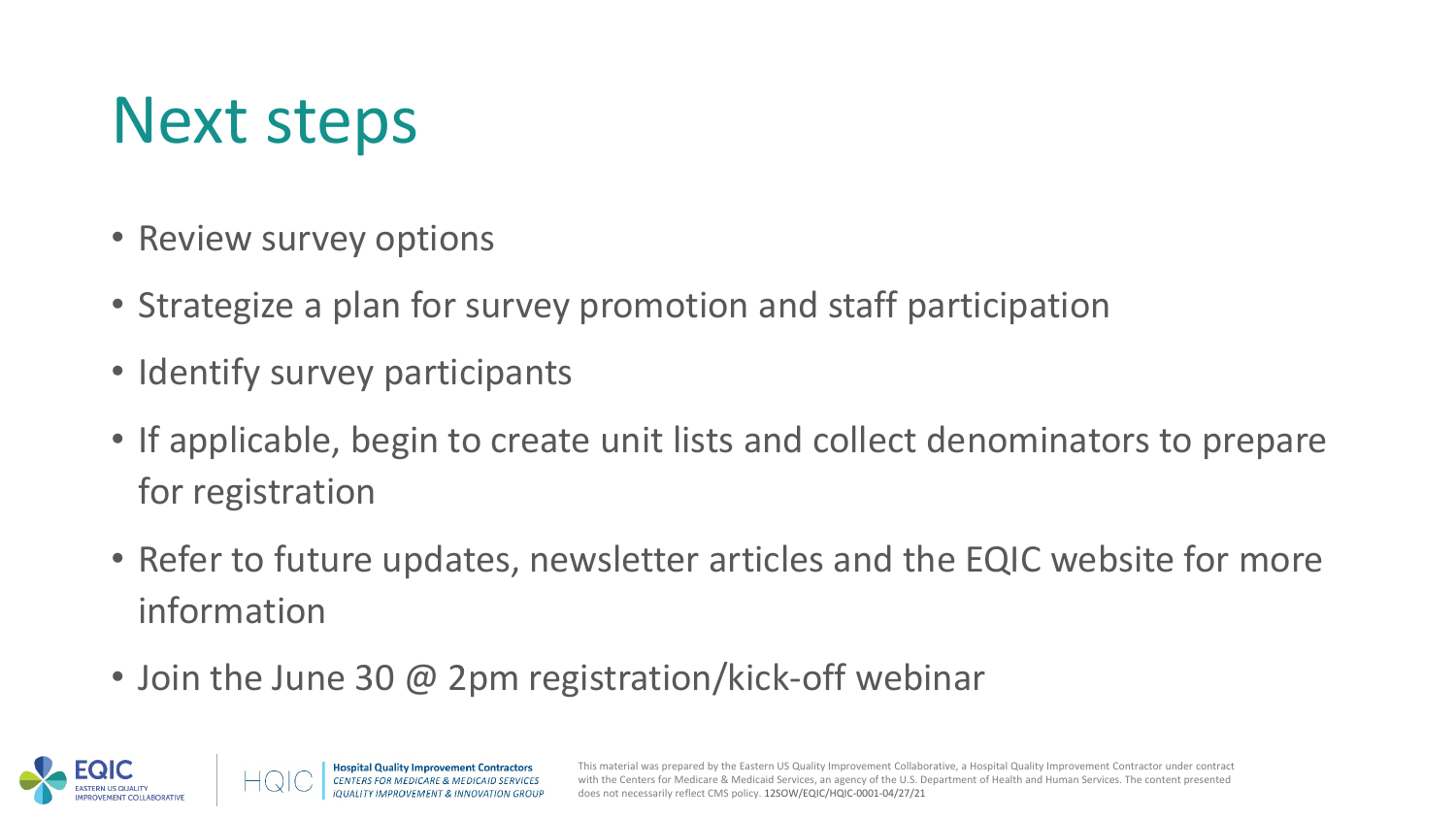# Next steps

- Review survey options
- Strategize a plan for survey promotion and staff participation
- Identify survey participants
- If applicable, begin to create unit lists and collect denominators to prepare for registration
- Refer to future updates, newsletter articles and the EQIC website for more information
- Join the June 30 @ 2pm registration/kick-off webinar

This material was prepared by the Eastern US Quality Improvement Collaborative, a Hospital Quality Improvement Contractor under contract with the Centers for Medicare & Medicaid Services, an agency of the U.S. Department of Health and Human Services. The content presented does not necessarily reflect CMS policy. 12SOW/EQIC/HQIC-0001-04/27/21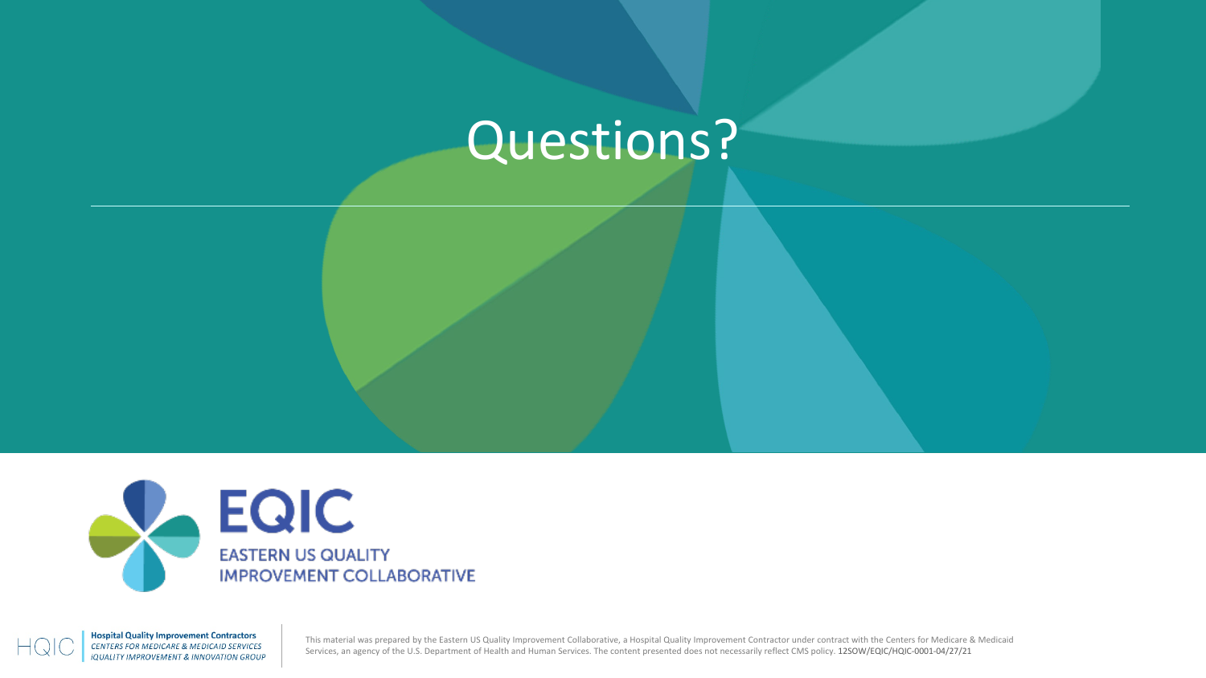# Questions?

EQIC
EASTERN US QUALITY IMPROVEMENT COLLABORATIVE

HQIC **Hospital Quality Improvement Contractors**
*CENTERS FOR MEDICARE & MEDICAID SERVICES*
*IQUALITY IMPROVEMENT & INNOVATION GROUP*

This material was prepared by the Eastern US Quality Improvement Collaborative, a Hospital Quality Improvement Contractor under contract with the Centers for Medicare & Medicaid Services, an agency of the U.S. Department of Health and Human Services. The content presented does not necessarily reflect CMS policy. 12SOW/EQIC/HQIC-0001-04/27/21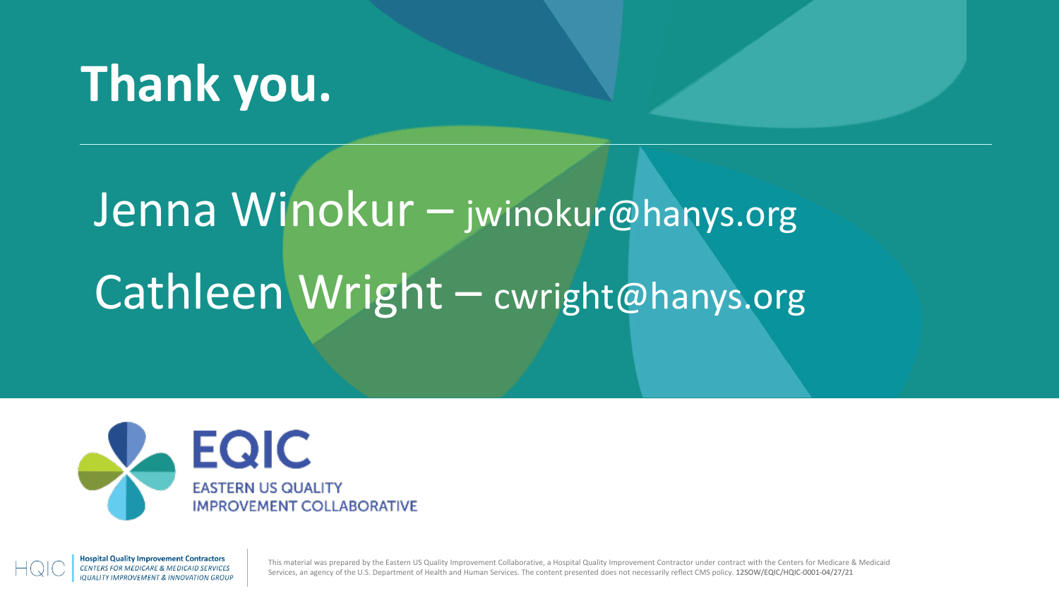# Thank you.

Jenna Winokur – jwinokur@hanys.org

Cathleen Wright – cwright@hanys.org

EQIC
EASTERN US QUALITY IMPROVEMENT COLLABORATIVE

HQIC Hospital Quality Improvement Contractors
CENTERS FOR MEDICARE & MEDICAID SERVICES
IQUALITY IMPROVEMENT & INNOVATION GROUP

This material was prepared by the Eastern US Quality Improvement Collaborative, a Hospital Quality Improvement Contractor under contract with the Centers for Medicare & Medicaid Services, an agency of the U.S. Department of Health and Human Services. The content presented does not necessarily reflect CMS policy. 12SOW/EQIC/HQIC-0001-04/27/21